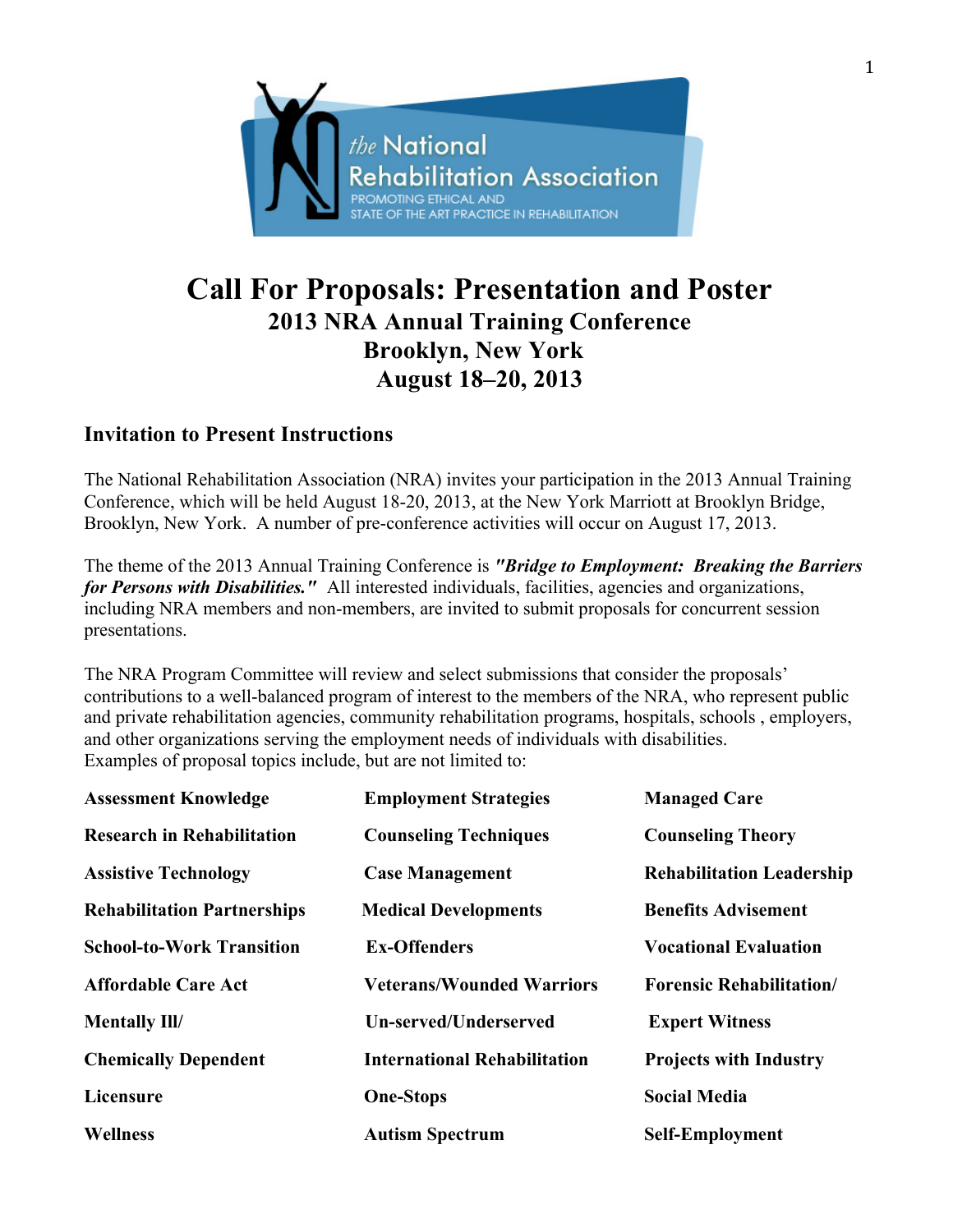# Call For Proposals: Presentation and Poster

## 2013 NRA Annual Training Conference
## Brooklyn, New York
## August 18–20, 2013

### Invitation to Present Instructions

The National Rehabilitation Association (NRA) invites your participation in the 2013 Annual Training Conference, which will be held August 18-20, 2013, at the New York Marriott at Brooklyn Bridge, Brooklyn, New York. A number of pre-conference activities will occur on August 17, 2013.

The theme of the 2013 Annual Training Conference is ***"Bridge to Employment: Breaking the Barriers for Persons with Disabilities."*** All interested individuals, facilities, agencies and organizations, including NRA members and non-members, are invited to submit proposals for concurrent session presentations.

The NRA Program Committee will review and select submissions that consider the proposals' contributions to a well-balanced program of interest to the members of the NRA, who represent public and private rehabilitation agencies, community rehabilitation programs, hospitals, schools , employers, and other organizations serving the employment needs of individuals with disabilities.
Examples of proposal topics include, but are not limited to:

| | | |
|---|---|---|
| **Assessment Knowledge** | **Employment Strategies** | **Managed Care** |
| **Research in Rehabilitation** | **Counseling Techniques** | **Counseling Theory** |
| **Assistive Technology** | **Case Management** | **Rehabilitation Leadership** |
| **Rehabilitation Partnerships** | **Medical Developments** | **Benefits Advisement** |
| **School-to-Work Transition** | **Ex-Offenders** | **Vocational Evaluation** |
| **Affordable Care Act** | **Veterans/Wounded Warriors** | **Forensic Rehabilitation/** |
| **Mentally Ill/** | **Un-served/Underserved** | **Expert Witness** |
| **Chemically Dependent** | **International Rehabilitation** | **Projects with Industry** |
| **Licensure** | **One-Stops** | **Social Media** |
| **Wellness** | **Autism Spectrum** | **Self-Employment** |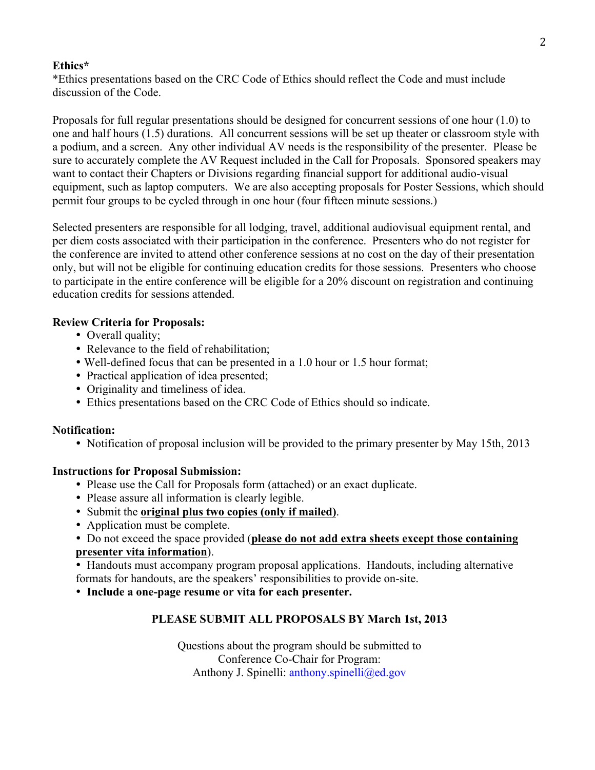**Ethics***

*Ethics presentations based on the CRC Code of Ethics should reflect the Code and must include discussion of the Code.

Proposals for full regular presentations should be designed for concurrent sessions of one hour (1.0) to one and half hours (1.5) durations. All concurrent sessions will be set up theater or classroom style with a podium, and a screen. Any other individual AV needs is the responsibility of the presenter. Please be sure to accurately complete the AV Request included in the Call for Proposals. Sponsored speakers may want to contact their Chapters or Divisions regarding financial support for additional audio-visual equipment, such as laptop computers. We are also accepting proposals for Poster Sessions, which should permit four groups to be cycled through in one hour (four fifteen minute sessions.)

Selected presenters are responsible for all lodging, travel, additional audiovisual equipment rental, and per diem costs associated with their participation in the conference. Presenters who do not register for the conference are invited to attend other conference sessions at no cost on the day of their presentation only, but will not be eligible for continuing education credits for those sessions. Presenters who choose to participate in the entire conference will be eligible for a 20% discount on registration and continuing education credits for sessions attended.

**Review Criteria for Proposals:**

- Overall quality;
- Relevance to the field of rehabilitation;
- Well-defined focus that can be presented in a 1.0 hour or 1.5 hour format;
- Practical application of idea presented;
- Originality and timeliness of idea.
- Ethics presentations based on the CRC Code of Ethics should so indicate.

**Notification:**

- Notification of proposal inclusion will be provided to the primary presenter by May 15th, 2013

**Instructions for Proposal Submission:**

- Please use the Call for Proposals form (attached) or an exact duplicate.
- Please assure all information is clearly legible.
- Submit the **original plus two copies (only if mailed)**.
- Application must be complete.
- Do not exceed the space provided (**please do not add extra sheets except those containing presenter vita information**).
- Handouts must accompany program proposal applications. Handouts, including alternative formats for handouts, are the speakers' responsibilities to provide on-site.
- **Include a one-page resume or vita for each presenter.**

**PLEASE SUBMIT ALL PROPOSALS BY March 1st, 2013**

Questions about the program should be submitted to
Conference Co-Chair for Program:
Anthony J. Spinelli: anthony.spinelli@ed.gov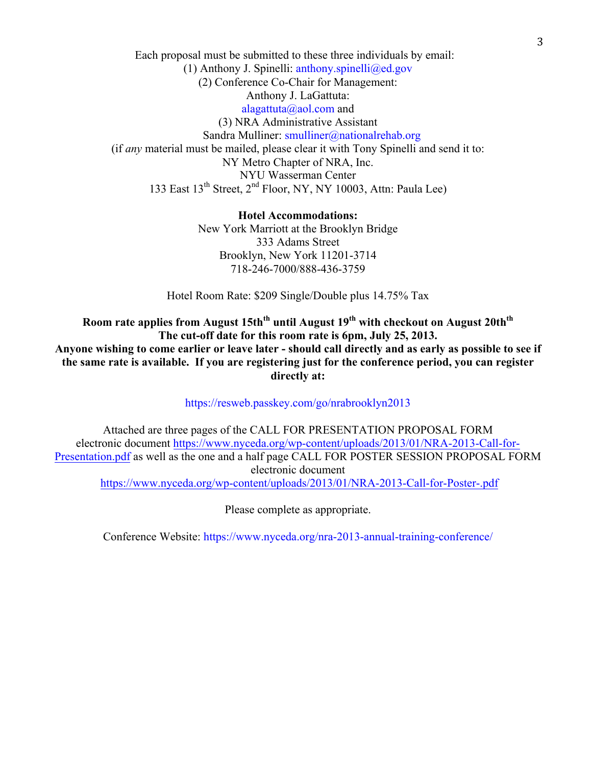Each proposal must be submitted to these three individuals by email:
(1) Anthony J. Spinelli: anthony.spinelli@ed.gov
(2) Conference Co-Chair for Management:
Anthony J. LaGattuta:
alagattuta@aol.com and
(3) NRA Administrative Assistant
Sandra Mulliner: smulliner@nationalrehab.org
(if *any* material must be mailed, please clear it with Tony Spinelli and send it to:
NY Metro Chapter of NRA, Inc.
NYU Wasserman Center
133 East 13th Street, 2nd Floor, NY, NY 10003, Attn: Paula Lee)

**Hotel Accommodations:**
New York Marriott at the Brooklyn Bridge
333 Adams Street
Brooklyn, New York 11201-3714
718-246-7000/888-436-3759

Hotel Room Rate: $209 Single/Double plus 14.75% Tax

**Room rate applies from August 15thth until August 19th with checkout on August 20thth**
**The cut-off date for this room rate is 6pm, July 25, 2013.**
**Anyone wishing to come earlier or leave later - should call directly and as early as possible to see if the same rate is available. If you are registering just for the conference period, you can register directly at:**

https://resweb.passkey.com/go/nrabrooklyn2013

Attached are three pages of the CALL FOR PRESENTATION PROPOSAL FORM electronic document https://www.nyceda.org/wp-content/uploads/2013/01/NRA-2013-Call-for-Presentation.pdf as well as the one and a half page CALL FOR POSTER SESSION PROPOSAL FORM electronic document https://www.nyceda.org/wp-content/uploads/2013/01/NRA-2013-Call-for-Poster-.pdf

Please complete as appropriate.

Conference Website: https://www.nyceda.org/nra-2013-annual-training-conference/